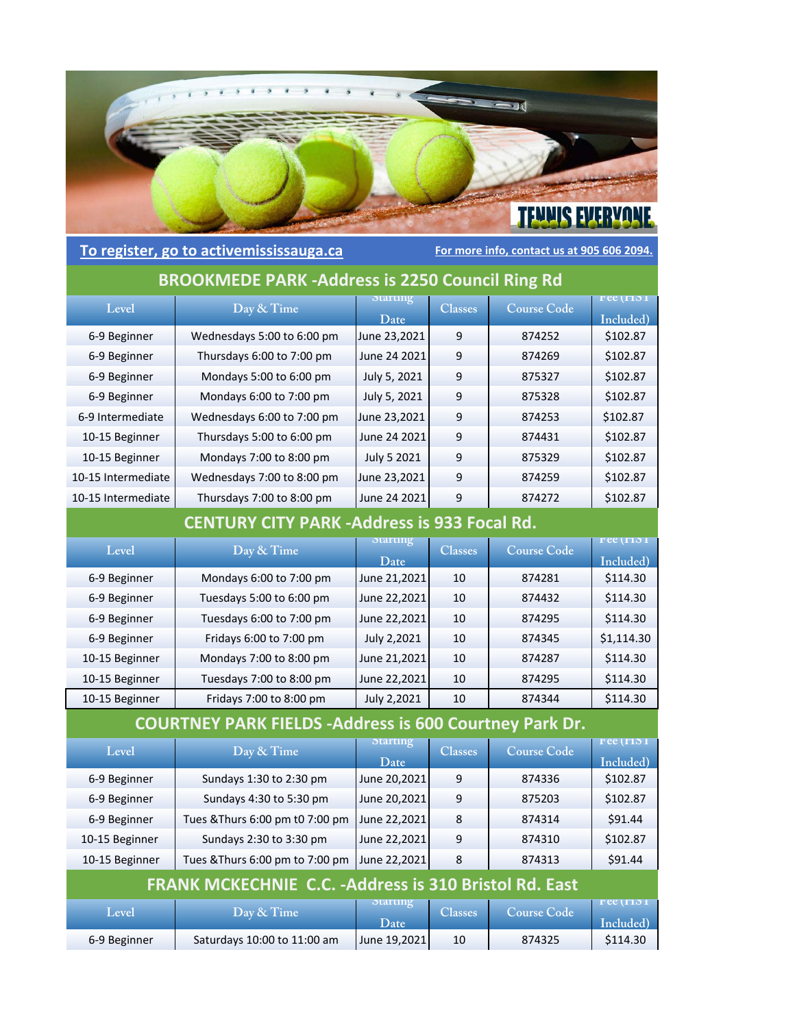TENNIS EVERYONE

**To register, go to activemississauga.ca** | **For more info, contact us at 905 606 2094.**

## BROOKMEDE PARK -Address is 2250 Council Ring Rd

| Level | Day & Time | Starting Date | Classes | Course Code | Fee (HST Included) |
|---|---|---|---|---|---|
| 6-9 Beginner | Wednesdays 5:00 to 6:00 pm | June 23,2021 | 9 | 874252 | $102.87 |
| 6-9 Beginner | Thursdays 6:00 to 7:00 pm | June 24 2021 | 9 | 874269 | $102.87 |
| 6-9 Beginner | Mondays 5:00 to 6:00 pm | July 5, 2021 | 9 | 875327 | $102.87 |
| 6-9 Beginner | Mondays 6:00 to 7:00 pm | July 5, 2021 | 9 | 875328 | $102.87 |
| 6-9 Intermediate | Wednesdays 6:00 to 7:00 pm | June 23,2021 | 9 | 874253 | $102.87 |
| 10-15 Beginner | Thursdays 5:00 to 6:00 pm | June 24 2021 | 9 | 874431 | $102.87 |
| 10-15 Beginner | Mondays 7:00 to 8:00 pm | July 5 2021 | 9 | 875329 | $102.87 |
| 10-15 Intermediate | Wednesdays 7:00 to 8:00 pm | June 23,2021 | 9 | 874259 | $102.87 |
| 10-15 Intermediate | Thursdays 7:00 to 8:00 pm | June 24 2021 | 9 | 874272 | $102.87 |

## CENTURY CITY PARK -Address is 933 Focal Rd.

| Level | Day & Time | Starting Date | Classes | Course Code | Fee (HST Included) |
|---|---|---|---|---|---|
| 6-9 Beginner | Mondays 6:00 to 7:00 pm | June 21,2021 | 10 | 874281 | $114.30 |
| 6-9 Beginner | Tuesdays 5:00 to 6:00 pm | June 22,2021 | 10 | 874432 | $114.30 |
| 6-9 Beginner | Tuesdays 6:00 to 7:00 pm | June 22,2021 | 10 | 874295 | $114.30 |
| 6-9 Beginner | Fridays 6:00 to 7:00 pm | July 2,2021 | 10 | 874345 | $1,114.30 |
| 10-15 Beginner | Mondays 7:00 to 8:00 pm | June 21,2021 | 10 | 874287 | $114.30 |
| 10-15 Beginner | Tuesdays 7:00 to 8:00 pm | June 22,2021 | 10 | 874295 | $114.30 |
| 10-15 Beginner | Fridays 7:00 to 8:00 pm | July 2,2021 | 10 | 874344 | $114.30 |

## COURTNEY PARK FIELDS -Address is 600 Courtney Park Dr.

| Level | Day & Time | Starting Date | Classes | Course Code | Fee (HST Included) |
|---|---|---|---|---|---|
| 6-9 Beginner | Sundays 1:30 to 2:30 pm | June 20,2021 | 9 | 874336 | $102.87 |
| 6-9 Beginner | Sundays 4:30 to 5:30 pm | June 20,2021 | 9 | 875203 | $102.87 |
| 6-9 Beginner | Tues &Thurs 6:00 pm t0 7:00 pm | June 22,2021 | 8 | 874314 | $91.44 |
| 10-15 Beginner | Sundays 2:30 to 3:30 pm | June 22,2021 | 9 | 874310 | $102.87 |
| 10-15 Beginner | Tues &Thurs 6:00 pm to 7:00 pm | June 22,2021 | 8 | 874313 | $91.44 |

## FRANK MCKECHNIE C.C. -Address is 310 Bristol Rd. East

| Level | Day & Time | Starting Date | Classes | Course Code | Fee (HST Included) |
|---|---|---|---|---|---|
| 6-9 Beginner | Saturdays 10:00 to 11:00 am | June 19,2021 | 10 | 874325 | $114.30 |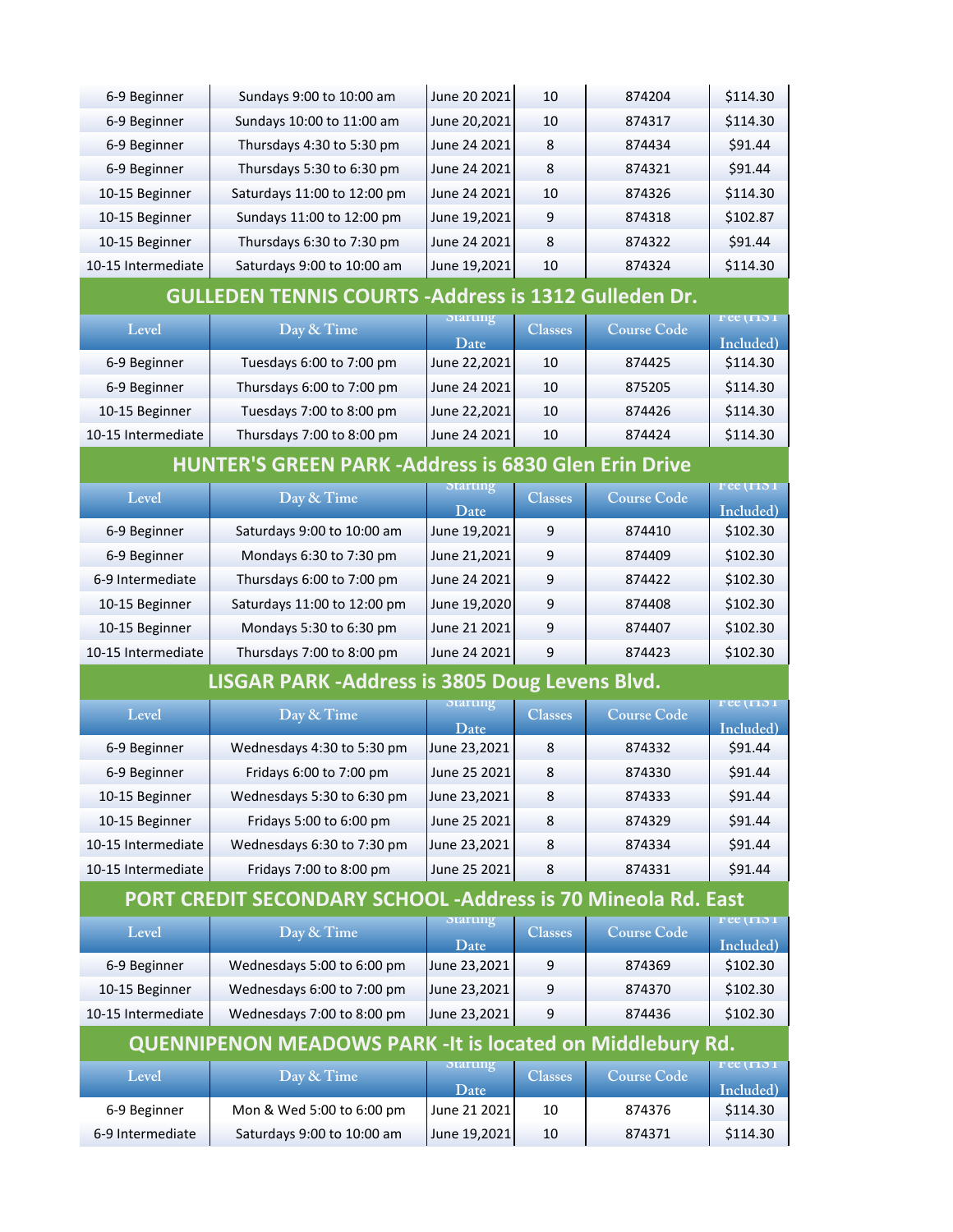| 6-9 Beginner | Sundays 9:00 to 10:00 am | June 20 2021 | 10 | 874204 | $114.30 |
|---|---|---|---|---|---|
| 6-9 Beginner | Sundays 10:00 to 11:00 am | June 20,2021 | 10 | 874317 | $114.30 |
| 6-9 Beginner | Thursdays 4:30 to 5:30 pm | June 24 2021 | 8 | 874434 | $91.44 |
| 6-9 Beginner | Thursdays 5:30 to 6:30 pm | June 24 2021 | 8 | 874321 | $91.44 |
| 10-15 Beginner | Saturdays 11:00 to 12:00 pm | June 24 2021 | 10 | 874326 | $114.30 |
| 10-15 Beginner | Sundays 11:00 to 12:00 pm | June 19,2021 | 9 | 874318 | $102.87 |
| 10-15 Beginner | Thursdays 6:30 to 7:30 pm | June 24 2021 | 8 | 874322 | $91.44 |
| 10-15 Intermediate | Saturdays 9:00 to 10:00 am | June 19,2021 | 10 | 874324 | $114.30 |

## GULLEDEN TENNIS COURTS -Address is 1312 Gulleden Dr.

| Level | Day & Time | Starting Date | Classes | Course Code | Fee (HST Included) |
|---|---|---|---|---|---|
| 6-9 Beginner | Tuesdays 6:00 to 7:00 pm | June 22,2021 | 10 | 874425 | $114.30 |
| 6-9 Beginner | Thursdays 6:00 to 7:00 pm | June 24 2021 | 10 | 875205 | $114.30 |
| 10-15 Beginner | Tuesdays 7:00 to 8:00 pm | June 22,2021 | 10 | 874426 | $114.30 |
| 10-15 Intermediate | Thursdays 7:00 to 8:00 pm | June 24 2021 | 10 | 874424 | $114.30 |

## HUNTER'S GREEN PARK -Address is 6830 Glen Erin Drive

| Level | Day & Time | Starting Date | Classes | Course Code | Fee (HST Included) |
|---|---|---|---|---|---|
| 6-9 Beginner | Saturdays 9:00 to 10:00 am | June 19,2021 | 9 | 874410 | $102.30 |
| 6-9 Beginner | Mondays 6:30 to 7:30 pm | June 21,2021 | 9 | 874409 | $102.30 |
| 6-9 Intermediate | Thursdays 6:00 to 7:00 pm | June 24 2021 | 9 | 874422 | $102.30 |
| 10-15 Beginner | Saturdays 11:00 to 12:00 pm | June 19,2020 | 9 | 874408 | $102.30 |
| 10-15 Beginner | Mondays 5:30 to 6:30 pm | June 21 2021 | 9 | 874407 | $102.30 |
| 10-15 Intermediate | Thursdays 7:00 to 8:00 pm | June 24 2021 | 9 | 874423 | $102.30 |

## LISGAR PARK -Address is 3805 Doug Levens Blvd.

| Level | Day & Time | Starting Date | Classes | Course Code | Fee (HST Included) |
|---|---|---|---|---|---|
| 6-9 Beginner | Wednesdays 4:30 to 5:30 pm | June 23,2021 | 8 | 874332 | $91.44 |
| 6-9 Beginner | Fridays 6:00 to 7:00 pm | June 25 2021 | 8 | 874330 | $91.44 |
| 10-15 Beginner | Wednesdays 5:30 to 6:30 pm | June 23,2021 | 8 | 874333 | $91.44 |
| 10-15 Beginner | Fridays 5:00 to 6:00 pm | June 25 2021 | 8 | 874329 | $91.44 |
| 10-15 Intermediate | Wednesdays 6:30 to 7:30 pm | June 23,2021 | 8 | 874334 | $91.44 |
| 10-15 Intermediate | Fridays 7:00 to 8:00 pm | June 25 2021 | 8 | 874331 | $91.44 |

## PORT CREDIT SECONDARY SCHOOL -Address is 70 Mineola Rd. East

| Level | Day & Time | Starting Date | Classes | Course Code | Fee (HST Included) |
|---|---|---|---|---|---|
| 6-9 Beginner | Wednesdays 5:00 to 6:00 pm | June 23,2021 | 9 | 874369 | $102.30 |
| 10-15 Beginner | Wednesdays 6:00 to 7:00 pm | June 23,2021 | 9 | 874370 | $102.30 |
| 10-15 Intermediate | Wednesdays 7:00 to 8:00 pm | June 23,2021 | 9 | 874436 | $102.30 |

## QUENNIPENON MEADOWS PARK -It is located on Middlebury Rd.

| Level | Day & Time | Starting Date | Classes | Course Code | Fee (HST Included) |
|---|---|---|---|---|---|
| 6-9 Beginner | Mon & Wed 5:00 to 6:00 pm | June 21 2021 | 10 | 874376 | $114.30 |
| 6-9 Intermediate | Saturdays 9:00 to 10:00 am | June 19,2021 | 10 | 874371 | $114.30 |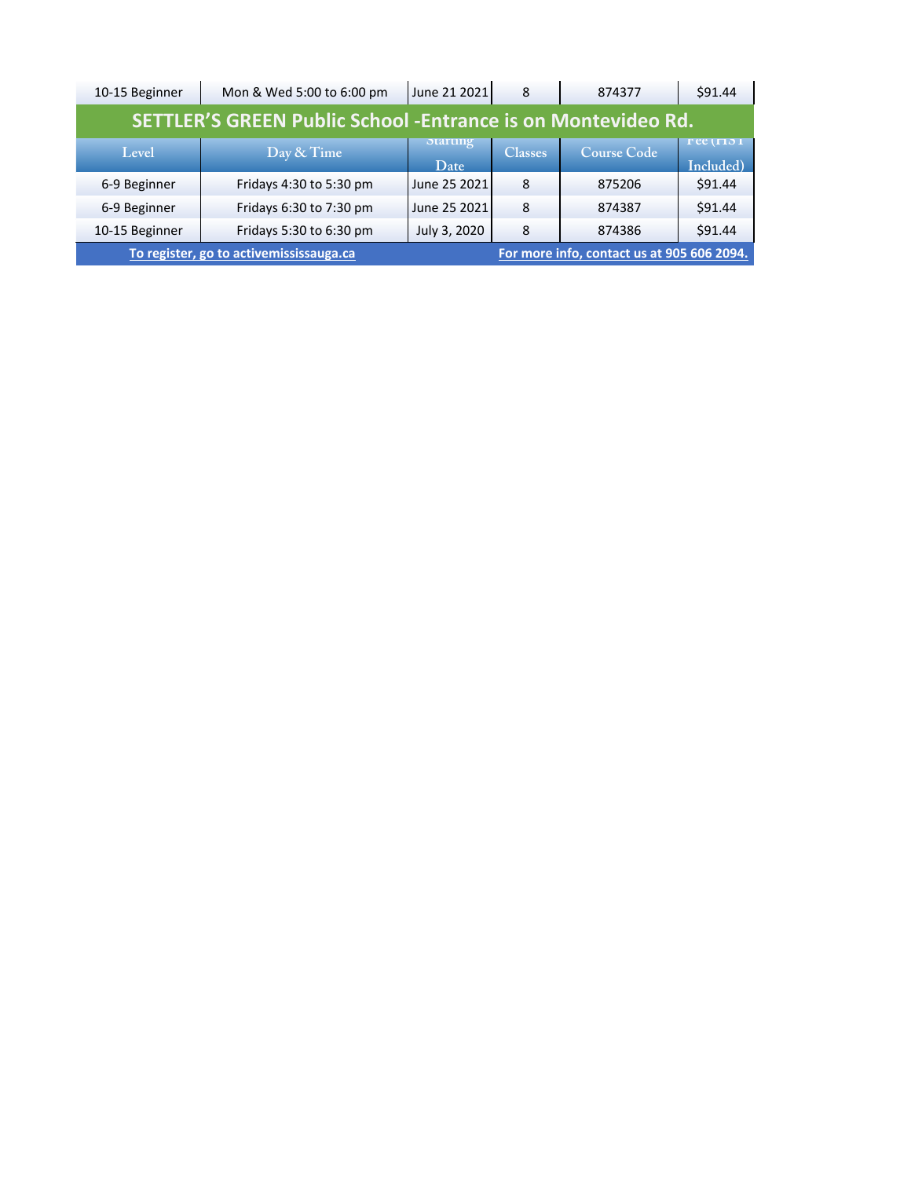| | | | | | |
|---|---|---|---|---|---|
| 10-15 Beginner | Mon & Wed 5:00 to 6:00 pm | June 21 2021 | 8 | 874377 | $91.44 |

## SETTLER'S GREEN Public School -Entrance is on Montevideo Rd.

| Level | Day & Time | Starting Date | Classes | Course Code | Fee (HST Included) |
|---|---|---|---|---|---|
| 6-9 Beginner | Fridays 4:30 to 5:30 pm | June 25 2021 | 8 | 875206 | $91.44 |
| 6-9 Beginner | Fridays 6:30 to 7:30 pm | June 25 2021 | 8 | 874387 | $91.44 |
| 10-15 Beginner | Fridays 5:30 to 6:30 pm | July 3, 2020 | 8 | 874386 | $91.44 |

**To register, go to activemississauga.ca** **For more info, contact us at 905 606 2094.**